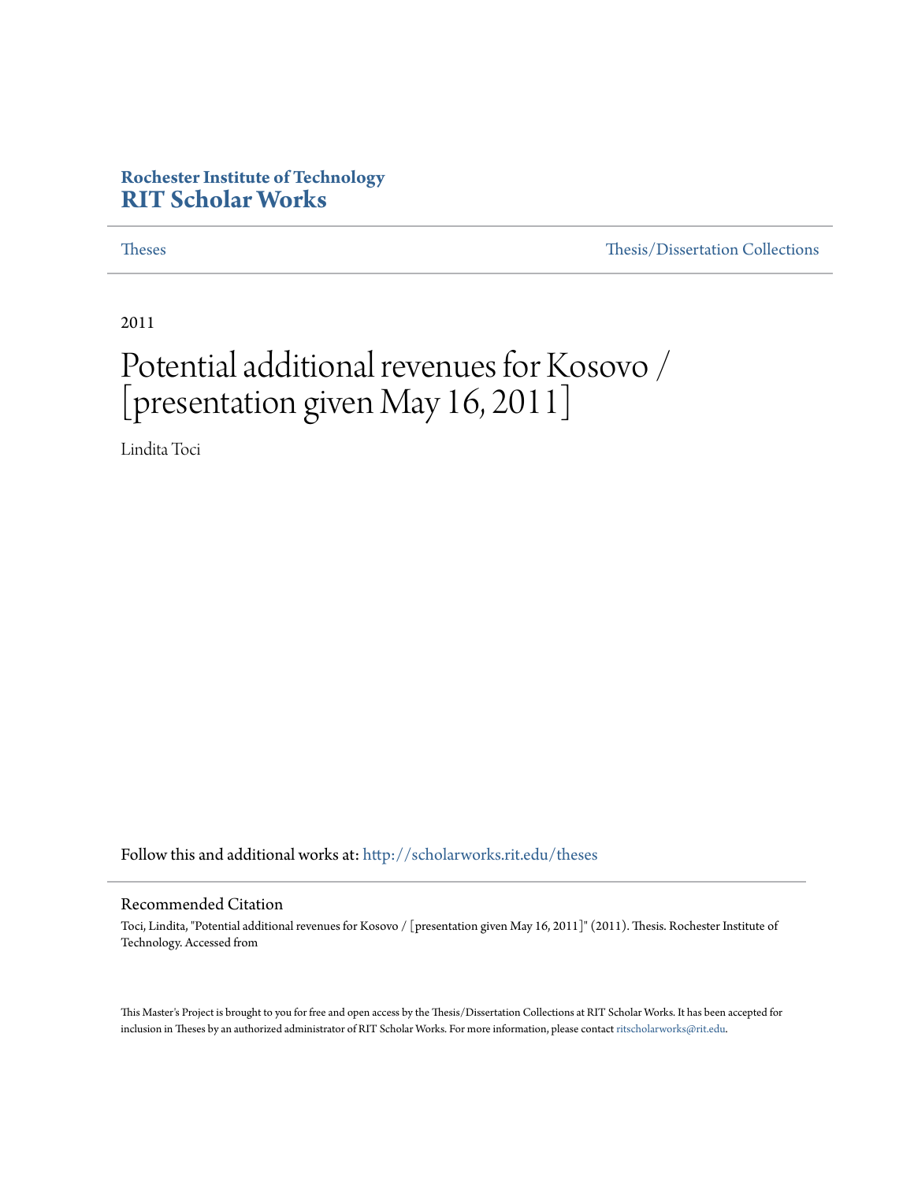**Rochester Institute of Technology**
**RIT Scholar Works**

Theses | Thesis/Dissertation Collections
---|---

2011

# Potential additional revenues for Kosovo / [presentation given May 16, 2011]

Lindita Toci

Follow this and additional works at: http://scholarworks.rit.edu/theses

## Recommended Citation

Toci, Lindita, "Potential additional revenues for Kosovo / [presentation given May 16, 2011]" (2011). Thesis. Rochester Institute of Technology. Accessed from

This Master's Project is brought to you for free and open access by the Thesis/Dissertation Collections at RIT Scholar Works. It has been accepted for inclusion in Theses by an authorized administrator of RIT Scholar Works. For more information, please contact ritscholarworks@rit.edu.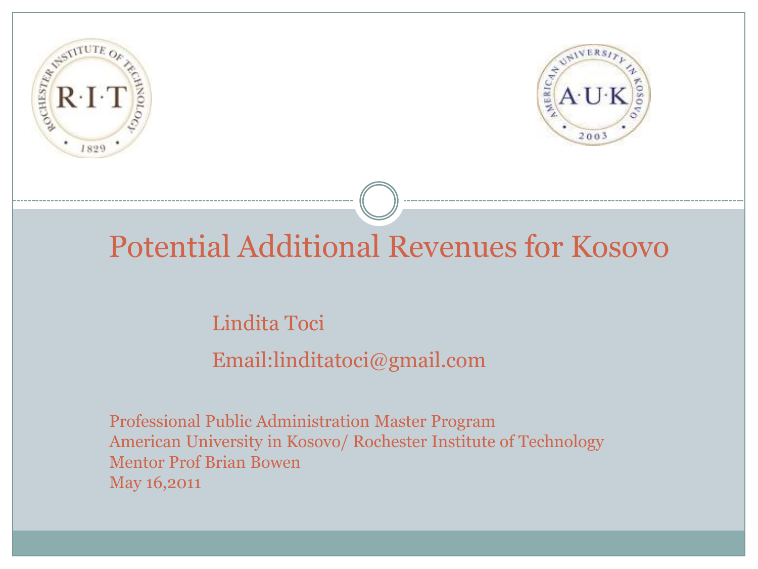# Potential Additional Revenues for Kosovo

Lindita Toci

Email:linditatoci@gmail.com

Professional Public Administration Master Program
American University in Kosovo/ Rochester Institute of Technology
Mentor Prof Brian Bowen
May 16,2011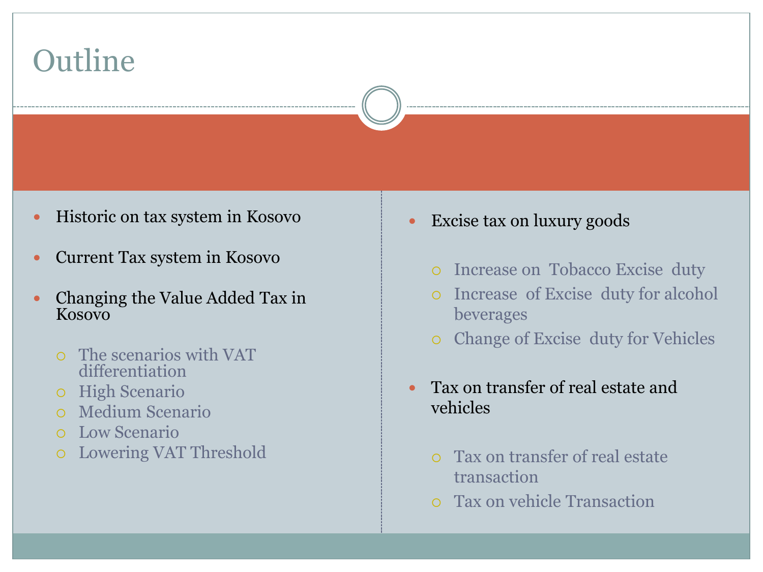# Outline

- Historic on tax system in Kosovo
- Current Tax system in Kosovo
- Changing the Value Added Tax in Kosovo
  - The scenarios with VAT differentiation
  - High Scenario
  - Medium Scenario
  - Low Scenario
  - Lowering VAT Threshold
- Excise tax on luxury goods
  - Increase on Tobacco Excise duty
  - Increase of Excise duty for alcohol beverages
  - Change of Excise duty for Vehicles
- Tax on transfer of real estate and vehicles
  - Tax on transfer of real estate transaction
  - Tax on vehicle Transaction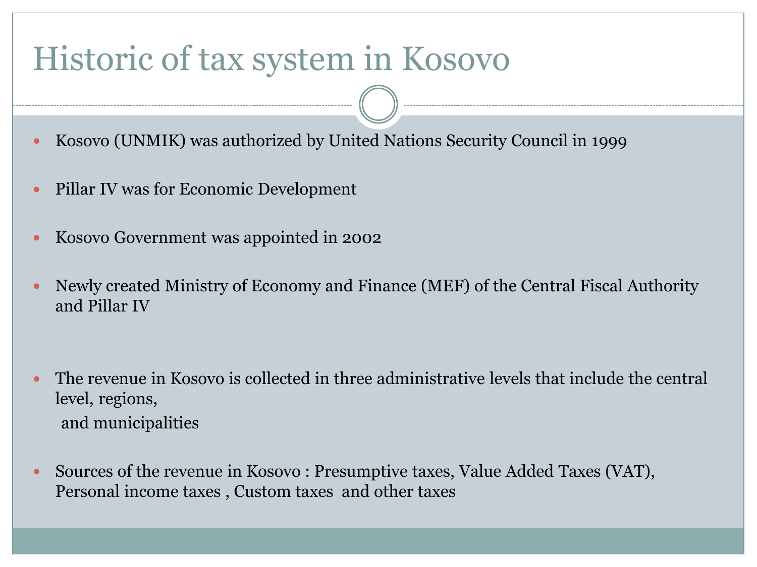# Historic of tax system in Kosovo

- Kosovo (UNMIK) was authorized by United Nations Security Council in 1999
- Pillar IV was for Economic Development
- Kosovo Government was appointed in 2002
- Newly created Ministry of Economy and Finance (MEF) of the Central Fiscal Authority and Pillar IV
- The revenue in Kosovo is collected in three administrative levels that include the central level, regions, and municipalities
- Sources of the revenue in Kosovo : Presumptive taxes, Value Added Taxes (VAT), Personal income taxes , Custom taxes and other taxes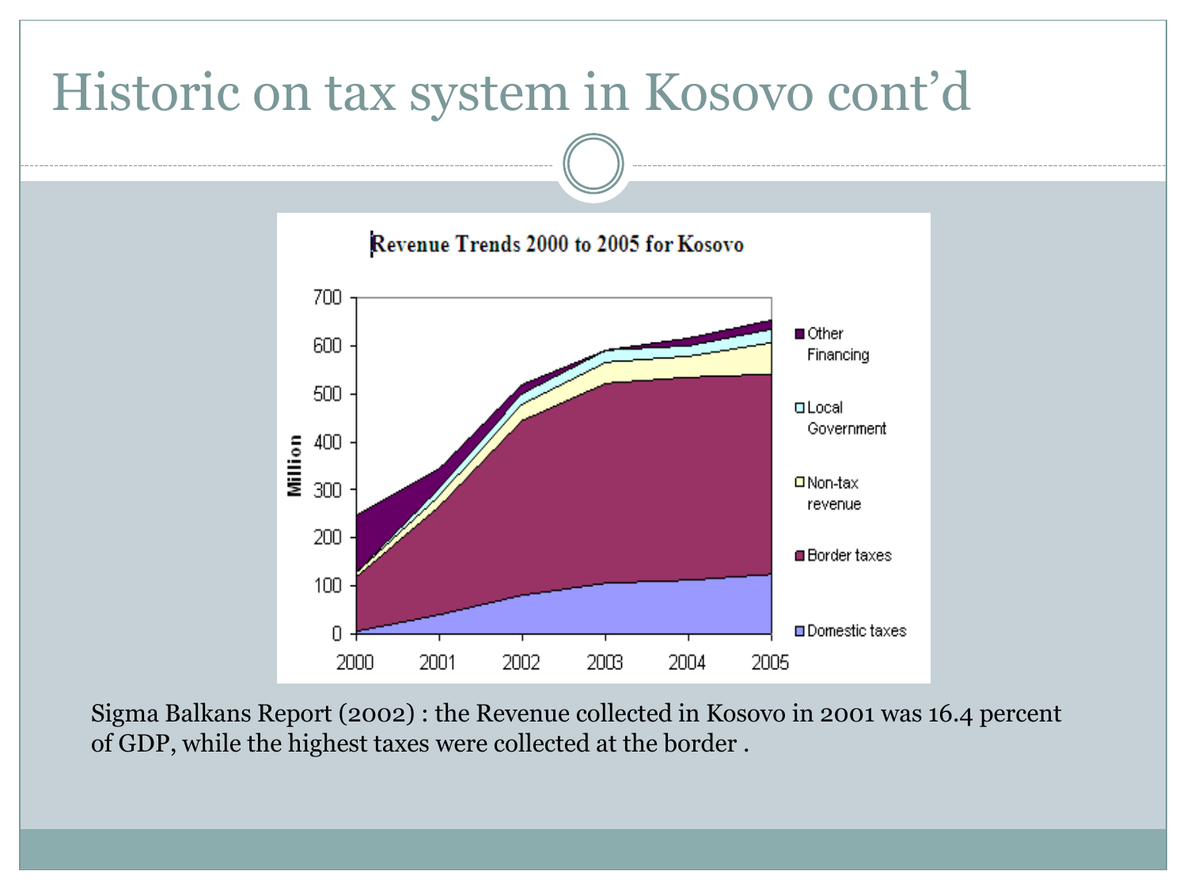# Historic on tax system in Kosovo cont'd

**Revenue Trends 2000 to 2005 for Kosovo**

Sigma Balkans Report (2002) : the Revenue collected in Kosovo in 2001 was 16.4 percent of GDP, while the highest taxes were collected at the border .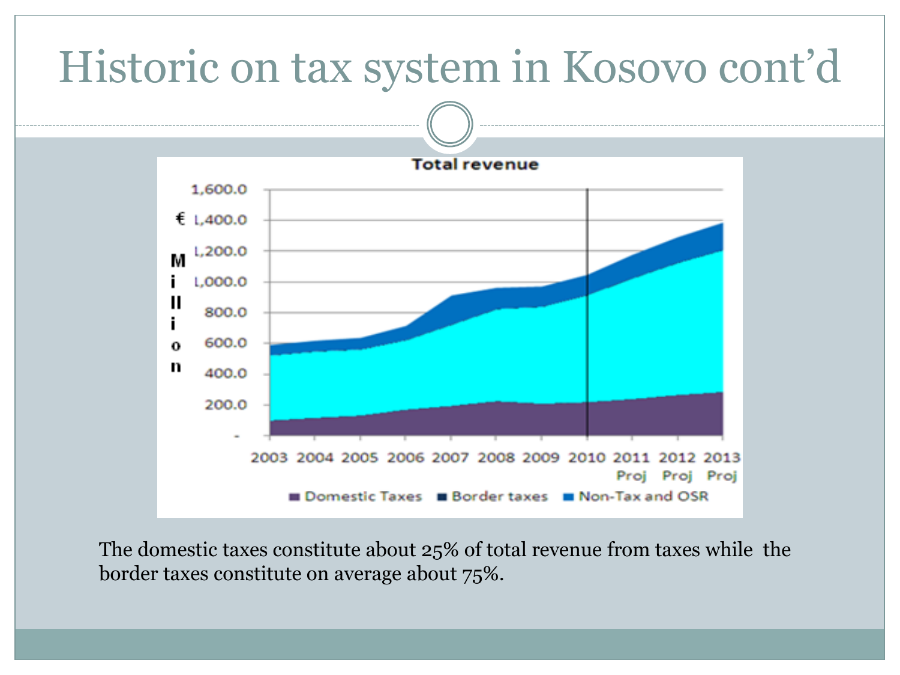# Historic on tax system in Kosovo cont'd

**Total revenue**

€ Million

1,600.0
1,400.0
1,200.0
1,000.0
800.0
600.0
400.0
200.0
-

2003 2004 2005 2006 2007 2008 2009 2010 2011 Proj 2012 Proj 2013 Proj

■ Domestic Taxes ■ Border taxes ■ Non-Tax and OSR

The domestic taxes constitute about 25% of total revenue from taxes while the border taxes constitute on average about 75%.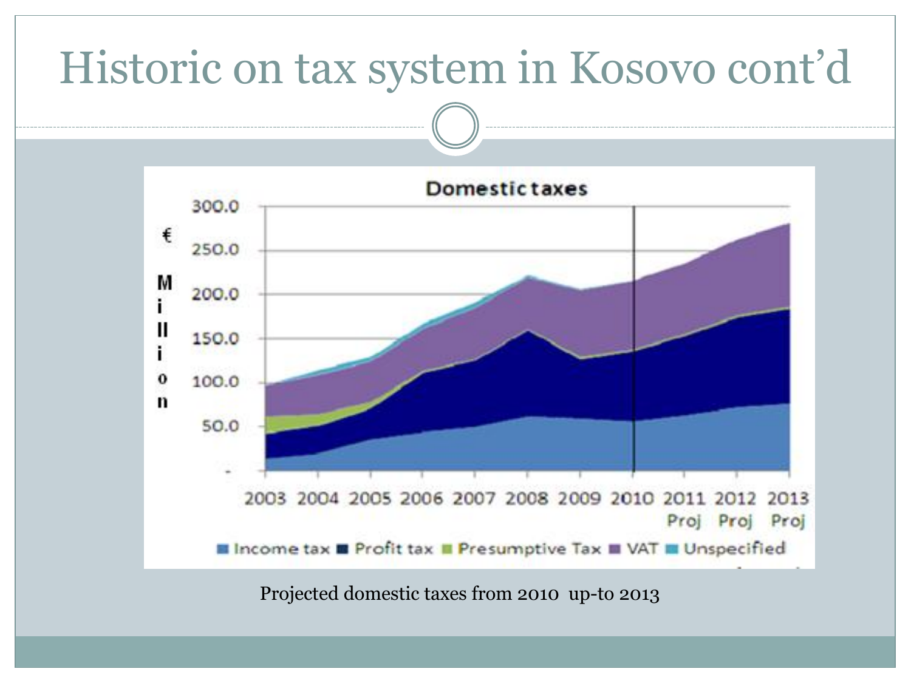# Historic on tax system in Kosovo cont'd

**Domestic taxes**

€ Million

300.0
250.0
200.0
150.0
100.0
50.0
-

2003 2004 2005 2006 2007 2008 2009 2010 2011 Proj 2012 Proj 2013 Proj

Income tax, Profit tax, Presumptive Tax, VAT, Unspecified

Projected domestic taxes from 2010 up-to 2013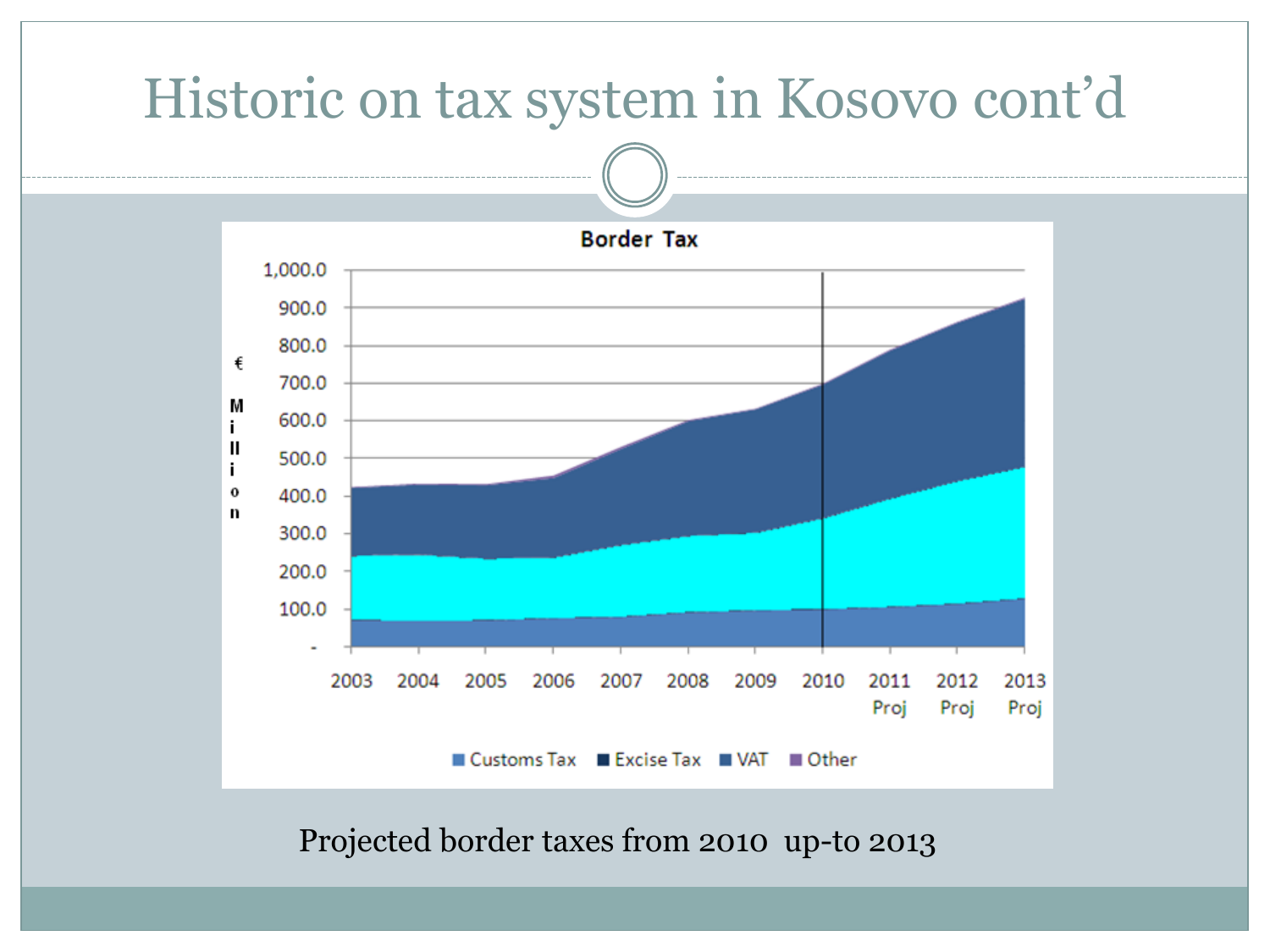# Historic on tax system in Kosovo cont'd

**Border Tax**

€ Million

1,000.0
900.0
800.0
700.0
600.0
500.0
400.0
300.0
200.0
100.0
-

2003 2004 2005 2006 2007 2008 2009 2010 2011 Proj 2012 Proj 2013 Proj

Customs Tax, Excise Tax, VAT, Other

Projected border taxes from 2010 up-to 2013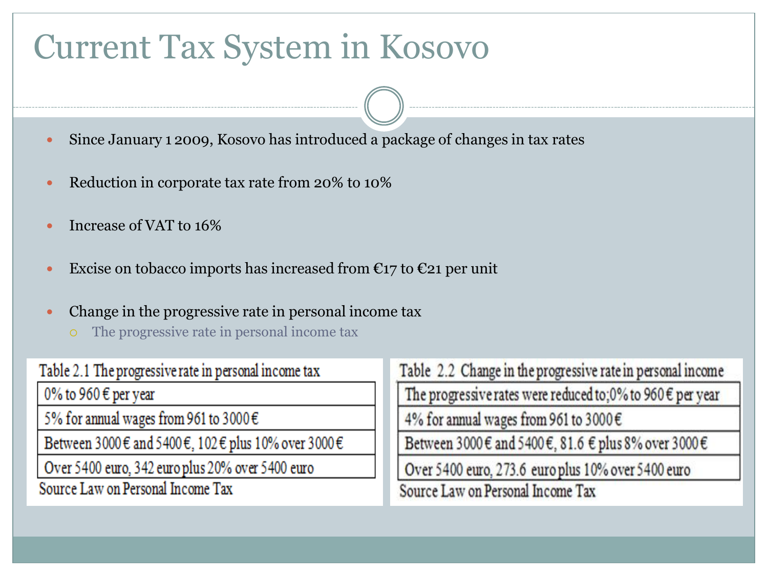# Current Tax System in Kosovo

- Since January 1 2009, Kosovo has introduced a package of changes in tax rates
- Reduction in corporate tax rate from 20% to 10%
- Increase of VAT to 16%
- Excise on tobacco imports has increased from €17 to €21 per unit
- Change in the progressive rate in personal income tax
  - The progressive rate in personal income tax

| Table 2.1 The progressive rate in personal income tax |
|---|
| 0% to 960 € per year |
| 5% for annual wages from 961 to 3000 € |
| Between 3000 € and 5400 €, 102 € plus 10% over 3000 € |
| Over 5400 euro, 342 euro plus 20% over 5400 euro |

Source Law on Personal Income Tax

| Table 2.2 Change in the progressive rate in personal income |
|---|
| The progressive rates were reduced to;0% to 960 € per year |
| 4% for annual wages from 961 to 3000 € |
| Between 3000 € and 5400 €, 81.6 € plus 8% over 3000 € |
| Over 5400 euro, 273.6 euro plus 10% over 5400 euro |

Source Law on Personal Income Tax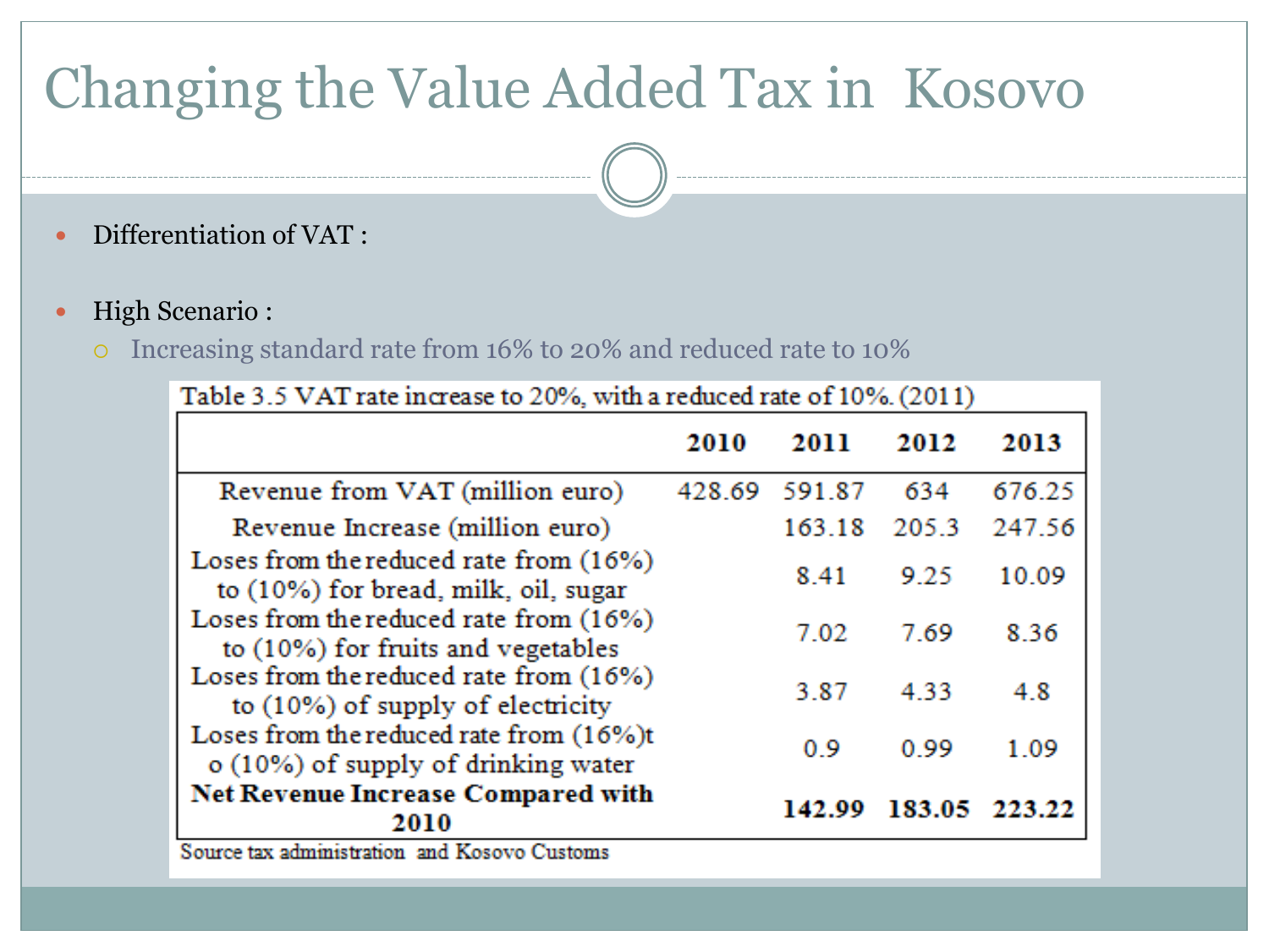# Changing the Value Added Tax in Kosovo

- Differentiation of VAT :
- High Scenario :
  - Increasing standard rate from 16% to 20% and reduced rate to 10%

Table 3.5 VAT rate increase to 20%, with a reduced rate of 10%. (2011)

| | 2010 | 2011 | 2012 | 2013 |
|---|---|---|---|---|
| Revenue from VAT (million euro) | 428.69 | 591.87 | 634 | 676.25 |
| Revenue Increase (million euro) | | 163.18 | 205.3 | 247.56 |
| Loses from the reduced rate from (16%) to (10%) for bread, milk, oil, sugar | | 8.41 | 9.25 | 10.09 |
| Loses from the reduced rate from (16%) to (10%) for fruits and vegetables | | 7.02 | 7.69 | 8.36 |
| Loses from the reduced rate from (16%) to (10%) of supply of electricity | | 3.87 | 4.33 | 4.8 |
| Loses from the reduced rate from (16%)t o (10%) of supply of drinking water | | 0.9 | 0.99 | 1.09 |
| **Net Revenue Increase Compared with 2010** | | **142.99** | **183.05** | **223.22** |

Source tax administration and Kosovo Customs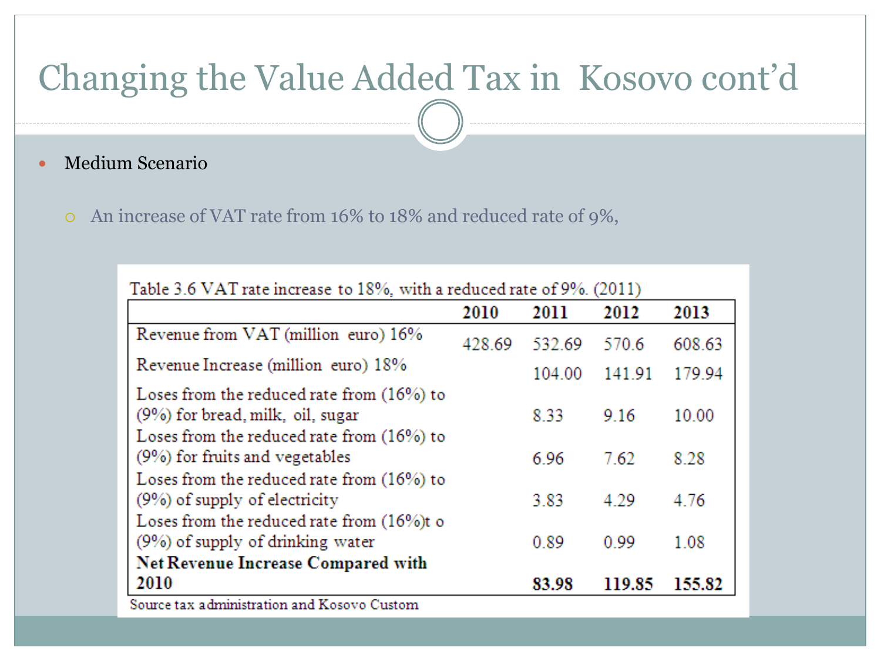# Changing the Value Added Tax in Kosovo cont'd

- Medium Scenario
  - An increase of VAT rate from 16% to 18% and reduced rate of 9%,

Table 3.6 VAT rate increase to 18%, with a reduced rate of 9%. (2011)

| | 2010 | 2011 | 2012 | 2013 |
|---|---|---|---|---|
| Revenue from VAT (million euro) 16% | 428.69 | 532.69 | 570.6 | 608.63 |
| Revenue Increase (million euro) 18% | | 104.00 | 141.91 | 179.94 |
| Loses from the reduced rate from (16%) to (9%) for bread, milk, oil, sugar | | 8.33 | 9.16 | 10.00 |
| Loses from the reduced rate from (16%) to (9%) for fruits and vegetables | | 6.96 | 7.62 | 8.28 |
| Loses from the reduced rate from (16%) to (9%) of supply of electricity | | 3.83 | 4.29 | 4.76 |
| Loses from the reduced rate from (16%)t o (9%) of supply of drinking water | | 0.89 | 0.99 | 1.08 |
| **Net Revenue Increase Compared with 2010** | | **83.98** | **119.85** | **155.82** |

Source tax administration and Kosovo Custom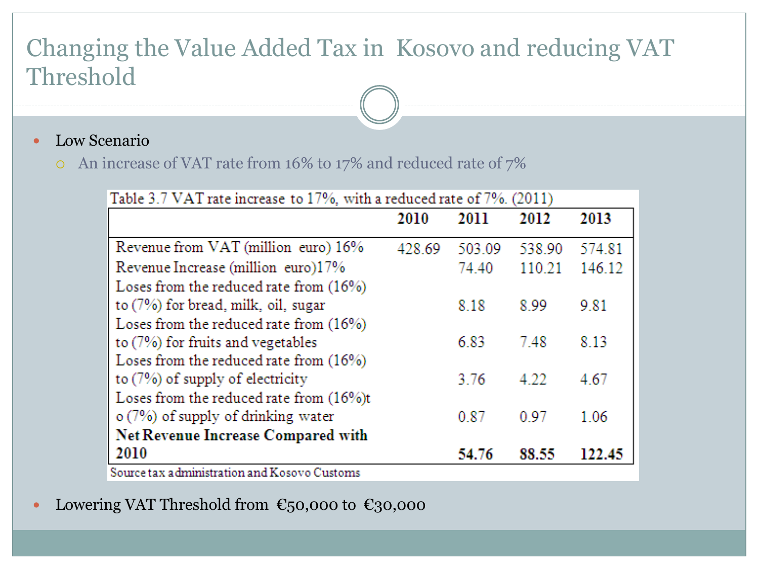# Changing the Value Added Tax in Kosovo and reducing VAT Threshold

- Low Scenario
  - An increase of VAT rate from 16% to 17% and reduced rate of 7%

Table 3.7 VAT rate increase to 17%, with a reduced rate of 7%. (2011)

| | 2010 | 2011 | 2012 | 2013 |
|---|---|---|---|---|
| Revenue from VAT (million euro) 16% | 428.69 | 503.09 | 538.90 | 574.81 |
| Revenue Increase (million euro)17% | | 74.40 | 110.21 | 146.12 |
| Loses from the reduced rate from (16%) to (7%) for bread, milk, oil, sugar | | 8.18 | 8.99 | 9.81 |
| Loses from the reduced rate from (16%) to (7%) for fruits and vegetables | | 6.83 | 7.48 | 8.13 |
| Loses from the reduced rate from (16%) to (7%) of supply of electricity | | 3.76 | 4.22 | 4.67 |
| Loses from the reduced rate from (16%)t o (7%) of supply of drinking water | | 0.87 | 0.97 | 1.06 |
| **Net Revenue Increase Compared with 2010** | | **54.76** | **88.55** | **122.45** |

Source tax administration and Kosovo Customs

- Lowering VAT Threshold from €50,000 to €30,000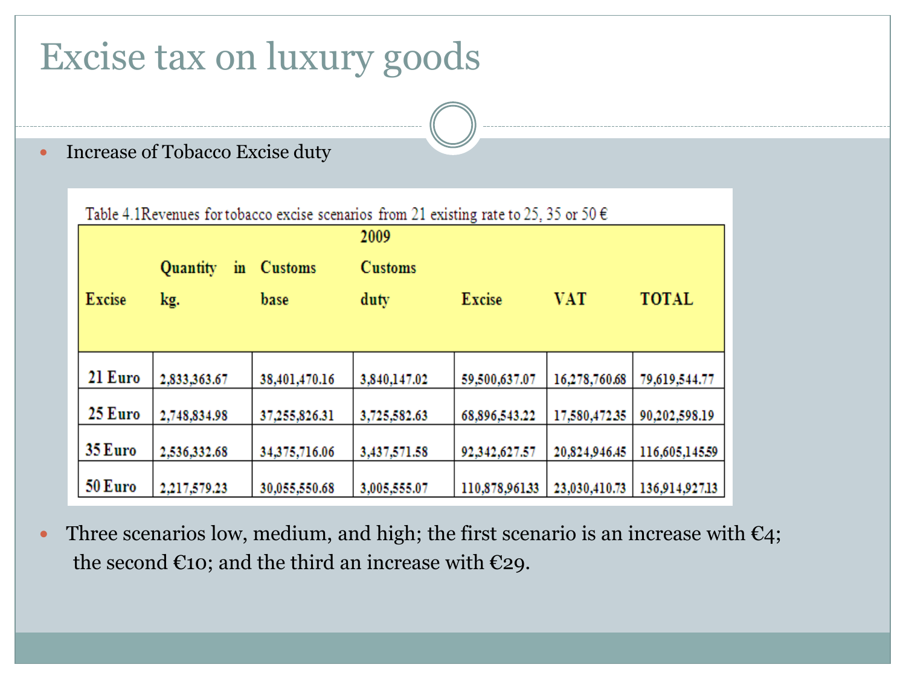# Excise tax on luxury goods

- Increase of Tobacco Excise duty

Table 4.1Revenues for tobacco excise scenarios from 21 existing rate to 25, 35 or 50 €

| 2009 | | | | | | |
|---|---|---|---|---|---|---|
| Excise | Quantity in kg. | Customs base | Customs duty | Excise | VAT | TOTAL |
| 21 Euro | 2,833,363.67 | 38,401,470.16 | 3,840,147.02 | 59,500,637.07 | 16,278,760.68 | 79,619,544.77 |
| 25 Euro | 2,748,834.98 | 37,255,826.31 | 3,725,582.63 | 68,896,543.22 | 17,580,472.35 | 90,202,598.19 |
| 35 Euro | 2,536,332.68 | 34,375,716.06 | 3,437,571.58 | 92,342,627.57 | 20,824,946.45 | 116,605,145.59 |
| 50 Euro | 2,217,579.23 | 30,055,550.68 | 3,005,555.07 | 110,878,961.33 | 23,030,410.73 | 136,914,927.13 |

- Three scenarios low, medium, and high; the first scenario is an increase with €4; the second €10; and the third an increase with €29.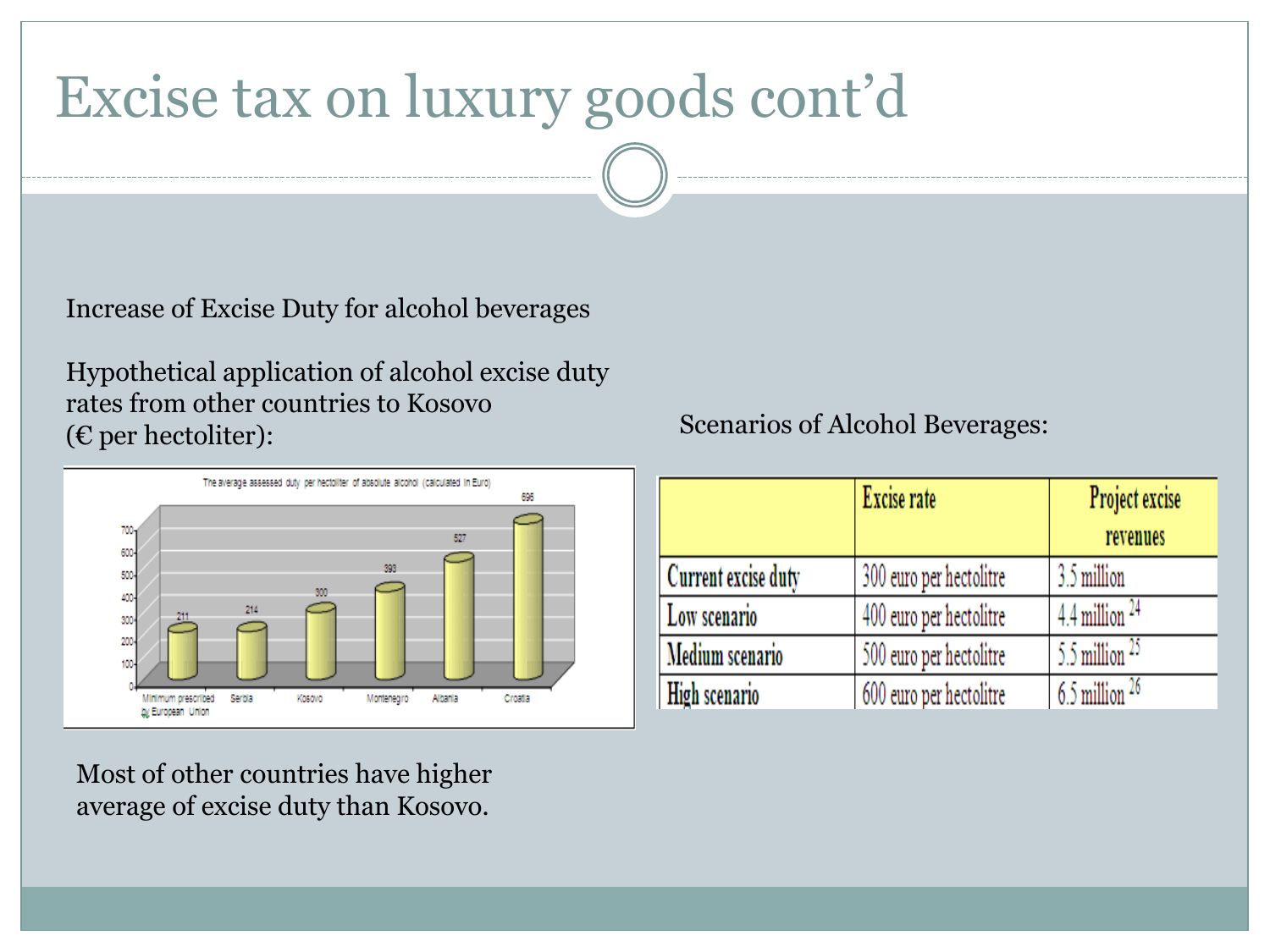# Excise tax on luxury goods cont'd

Increase of Excise Duty for alcohol beverages

Hypothetical application of alcohol excise duty rates from other countries to Kosovo (€ per hectoliter):

The average assessed duty per hectoliter of absolute alcohol (calculated in Euro)

| Country | Duty (€) |
| --- | --- |
| Minimum prescribed by European Union | 211 |
| Serbia | 214 |
| Kosovo | 300 |
| Montenegro | 393 |
| Albania | 527 |
| Croatia | 696 |

Most of other countries have higher average of excise duty than Kosovo.

Scenarios of Alcohol Beverages:

| | Excise rate | Project excise revenues |
| --- | --- | --- |
| Current excise duty | 300 euro per hectolitre | 3.5 million |
| Low scenario | 400 euro per hectolitre | 4.4 million [24] |
| Medium scenario | 500 euro per hectolitre | 5.5 million [25] |
| High scenario | 600 euro per hectolitre | 6.5 million [26] |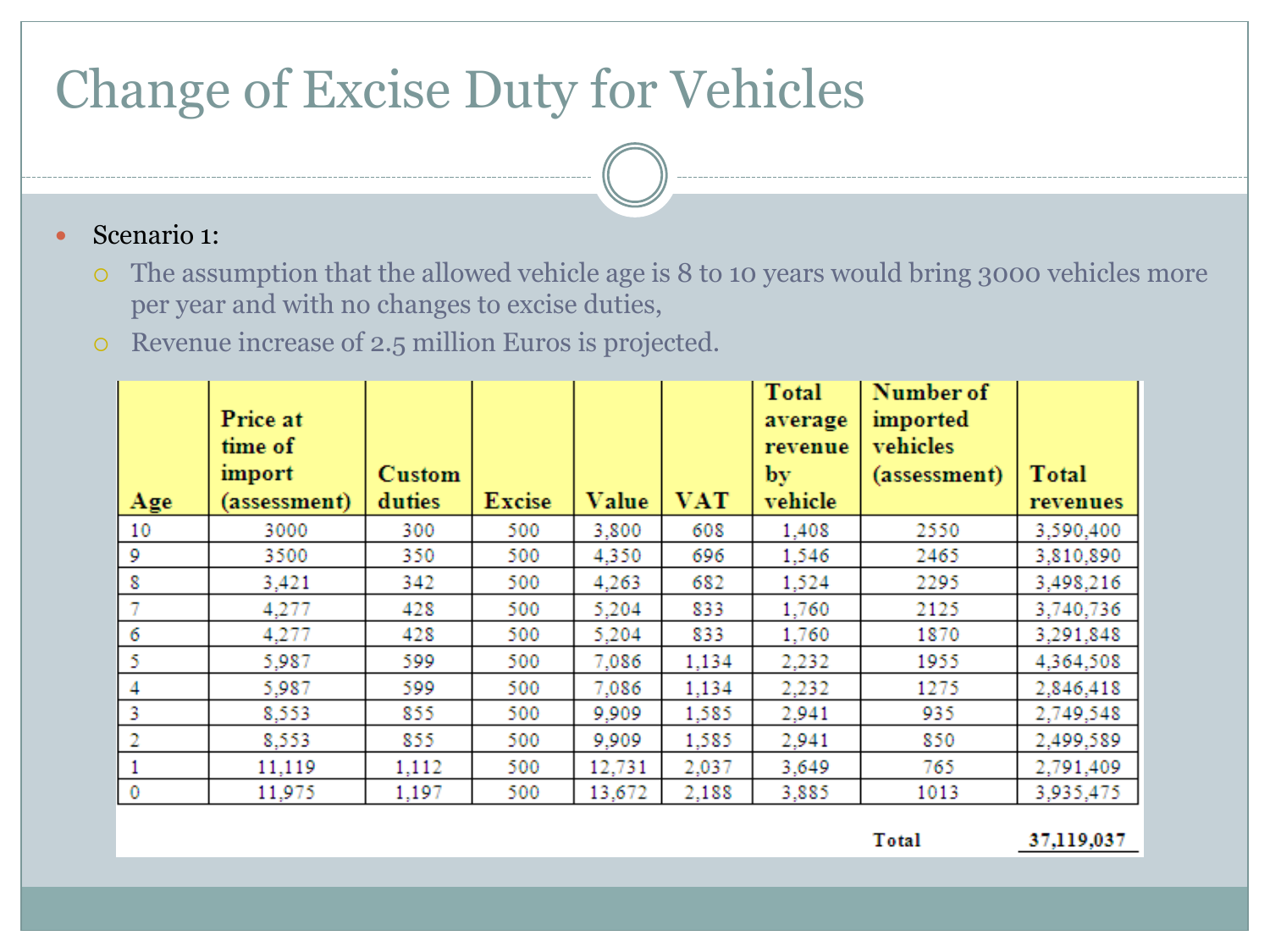# Change of Excise Duty for Vehicles

- Scenario 1:
  - The assumption that the allowed vehicle age is 8 to 10 years would bring 3000 vehicles more per year and with no changes to excise duties,
  - Revenue increase of 2.5 million Euros is projected.

| Age | Price at time of import (assessment) | Custom duties | Excise | Value | VAT | Total average revenue by vehicle | Number of imported vehicles (assessment) | Total revenues |
|---|---|---|---|---|---|---|---|---|
| 10 | 3000 | 300 | 500 | 3,800 | 608 | 1,408 | 2550 | 3,590,400 |
| 9 | 3500 | 350 | 500 | 4,350 | 696 | 1,546 | 2465 | 3,810,890 |
| 8 | 3,421 | 342 | 500 | 4,263 | 682 | 1,524 | 2295 | 3,498,216 |
| 7 | 4,277 | 428 | 500 | 5,204 | 833 | 1,760 | 2125 | 3,740,736 |
| 6 | 4,277 | 428 | 500 | 5,204 | 833 | 1,760 | 1870 | 3,291,848 |
| 5 | 5,987 | 599 | 500 | 7,086 | 1,134 | 2,232 | 1955 | 4,364,508 |
| 4 | 5,987 | 599 | 500 | 7,086 | 1,134 | 2,232 | 1275 | 2,846,418 |
| 3 | 8,553 | 855 | 500 | 9,909 | 1,585 | 2,941 | 935 | 2,749,548 |
| 2 | 8,553 | 855 | 500 | 9,909 | 1,585 | 2,941 | 850 | 2,499,589 |
| 1 | 11,119 | 1,112 | 500 | 12,731 | 2,037 | 3,649 | 765 | 2,791,409 |
| 0 | 11,975 | 1,197 | 500 | 13,672 | 2,188 | 3,885 | 1013 | 3,935,475 |
| | | | | | | | Total | 37,119,037 |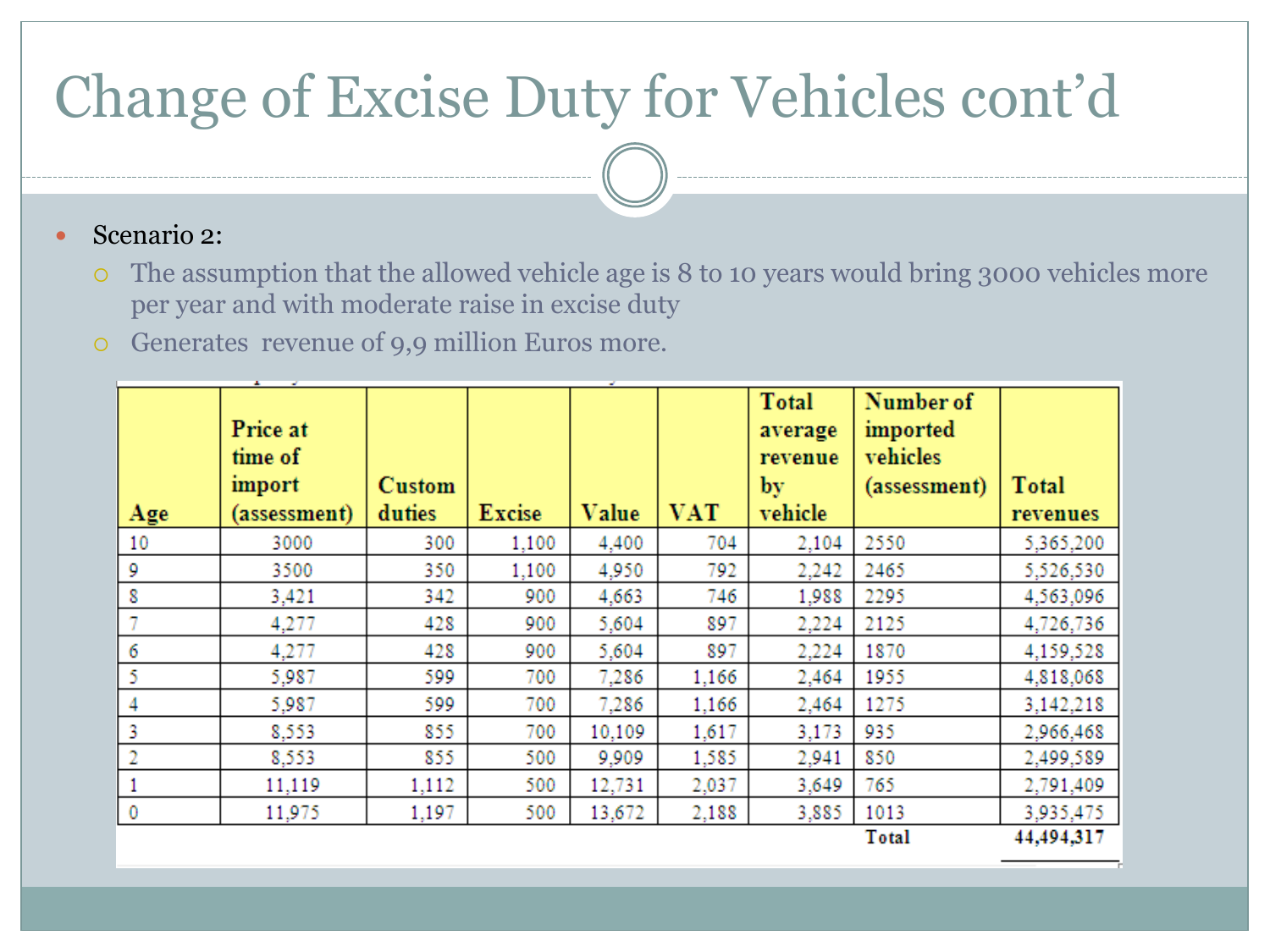# Change of Excise Duty for Vehicles cont'd

- Scenario 2:
  - The assumption that the allowed vehicle age is 8 to 10 years would bring 3000 vehicles more per year and with moderate raise in excise duty
  - Generates revenue of 9,9 million Euros more.

| Age | Price at time of import (assessment) | Custom duties | Excise | Value | VAT | Total average revenue by vehicle | Number of imported vehicles (assessment) | Total revenues |
|---|---|---|---|---|---|---|---|---|
| 10 | 3000 | 300 | 1,100 | 4,400 | 704 | 2,104 | 2550 | 5,365,200 |
| 9 | 3500 | 350 | 1,100 | 4,950 | 792 | 2,242 | 2465 | 5,526,530 |
| 8 | 3,421 | 342 | 900 | 4,663 | 746 | 1,988 | 2295 | 4,563,096 |
| 7 | 4,277 | 428 | 900 | 5,604 | 897 | 2,224 | 2125 | 4,726,736 |
| 6 | 4,277 | 428 | 900 | 5,604 | 897 | 2,224 | 1870 | 4,159,528 |
| 5 | 5,987 | 599 | 700 | 7,286 | 1,166 | 2,464 | 1955 | 4,818,068 |
| 4 | 5,987 | 599 | 700 | 7,286 | 1,166 | 2,464 | 1275 | 3,142,218 |
| 3 | 8,553 | 855 | 700 | 10,109 | 1,617 | 3,173 | 935 | 2,966,468 |
| 2 | 8,553 | 855 | 500 | 9,909 | 1,585 | 2,941 | 850 | 2,499,589 |
| 1 | 11,119 | 1,112 | 500 | 12,731 | 2,037 | 3,649 | 765 | 2,791,409 |
| 0 | 11,975 | 1,197 | 500 | 13,672 | 2,188 | 3,885 | 1013 | 3,935,475 |
| | | | | | | | **Total** | **44,494,317** |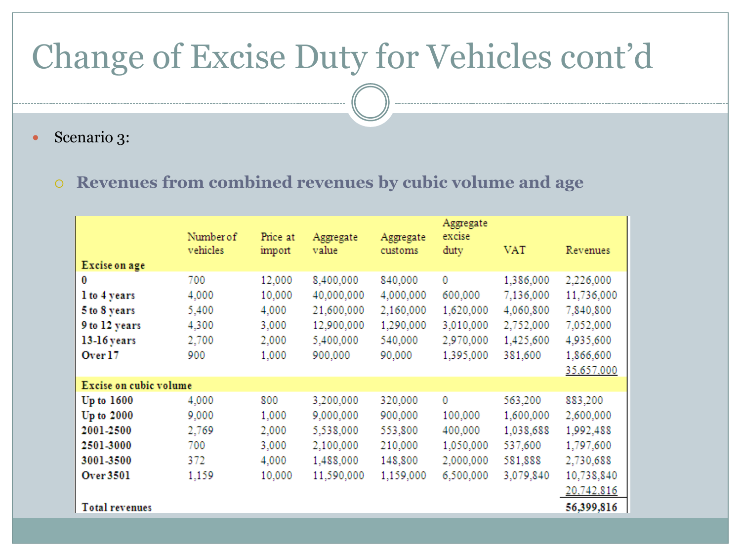# Change of Excise Duty for Vehicles cont'd

- Scenario 3:
  - **Revenues from combined revenues by cubic volume and age**

| Excise on age | Number of vehicles | Price at import | Aggregate value | Aggregate customs | Aggregate excise duty | VAT | Revenues |
|---|---|---|---|---|---|---|---|
| **0** | 700 | 12,000 | 8,400,000 | 840,000 | 0 | 1,386,000 | 2,226,000 |
| **1 to 4 years** | 4,000 | 10,000 | 40,000,000 | 4,000,000 | 600,000 | 7,136,000 | 11,736,000 |
| **5 to 8 years** | 5,400 | 4,000 | 21,600,000 | 2,160,000 | 1,620,000 | 4,060,800 | 7,840,800 |
| **9 to 12 years** | 4,300 | 3,000 | 12,900,000 | 1,290,000 | 3,010,000 | 2,752,000 | 7,052,000 |
| **13-16 years** | 2,700 | 2,000 | 5,400,000 | 540,000 | 2,970,000 | 1,425,600 | 4,935,600 |
| **Over 17** | 900 | 1,000 | 900,000 | 90,000 | 1,395,000 | 381,600 | 1,866,600 |
| | | | | | | | 35,657,000 |
| **Excise on cubic volume** | | | | | | | |
| **Up to 1600** | 4,000 | 800 | 3,200,000 | 320,000 | 0 | 563,200 | 883,200 |
| **Up to 2000** | 9,000 | 1,000 | 9,000,000 | 900,000 | 100,000 | 1,600,000 | 2,600,000 |
| **2001-2500** | 2,769 | 2,000 | 5,538,000 | 553,800 | 400,000 | 1,038,688 | 1,992,488 |
| **2501-3000** | 700 | 3,000 | 2,100,000 | 210,000 | 1,050,000 | 537,600 | 1,797,600 |
| **3001-3500** | 372 | 4,000 | 1,488,000 | 148,800 | 2,000,000 | 581,888 | 2,730,688 |
| **Over 3501** | 1,159 | 10,000 | 11,590,000 | 1,159,000 | 6,500,000 | 3,079,840 | 10,738,840 |
| | | | | | | | 20,742,816 |
| **Total revenues** | | | | | | | **56,399,816** |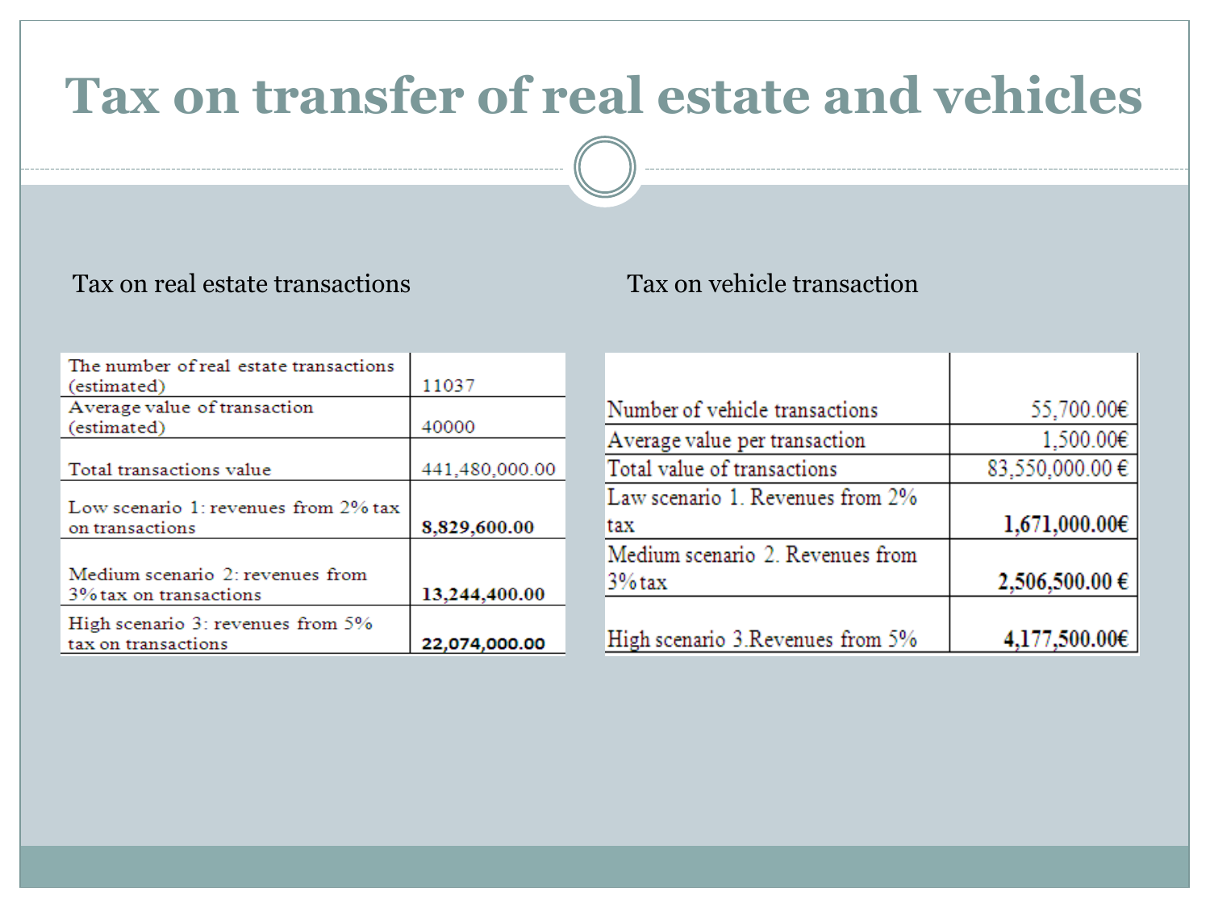# Tax on transfer of real estate and vehicles

Tax on real estate transactions

| The number of real estate transactions (estimated) | 11037 |
|---|---|
| Average value of transaction (estimated) | 40000 |
| Total transactions value | 441,480,000.00 |
| Low scenario 1: revenues from 2% tax on transactions | **8,829,600.00** |
| Medium scenario 2: revenues from 3% tax on transactions | **13,244,400.00** |
| High scenario 3: revenues from 5% tax on transactions | **22,074,000.00** |

Tax on vehicle transaction

| | |
|---|---|
| Number of vehicle transactions | 55,700.00€ |
| Average value per transaction | 1,500.00€ |
| Total value of transactions | 83,550,000.00 € |
| Law scenario 1. Revenues from 2% tax | **1,671,000.00€** |
| Medium scenario 2. Revenues from 3% tax | **2,506,500.00 €** |
| High scenario 3.Revenues from 5% | **4,177,500.00€** |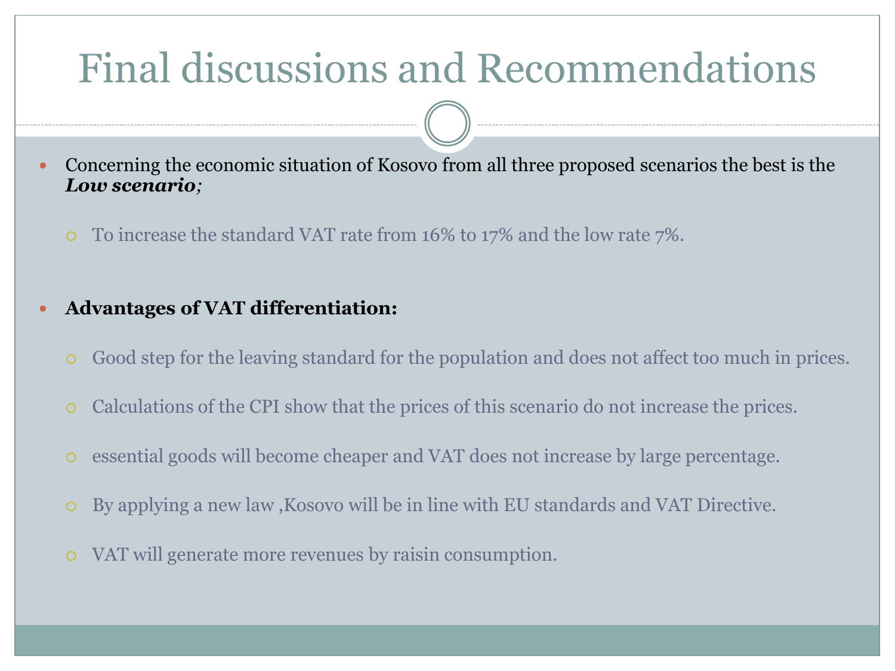# Final discussions and Recommendations

- Concerning the economic situation of Kosovo from all three proposed scenarios the best is the ***Low scenario;***
  - To increase the standard VAT rate from 16% to 17% and the low rate 7%.

- **Advantages of VAT differentiation:**
  - Good step for the leaving standard for the population and does not affect too much in prices.
  - Calculations of the CPI show that the prices of this scenario do not increase the prices.
  - essential goods will become cheaper and VAT does not increase by large percentage.
  - By applying a new law ,Kosovo will be in line with EU standards and VAT Directive.
  - VAT will generate more revenues by raisin consumption.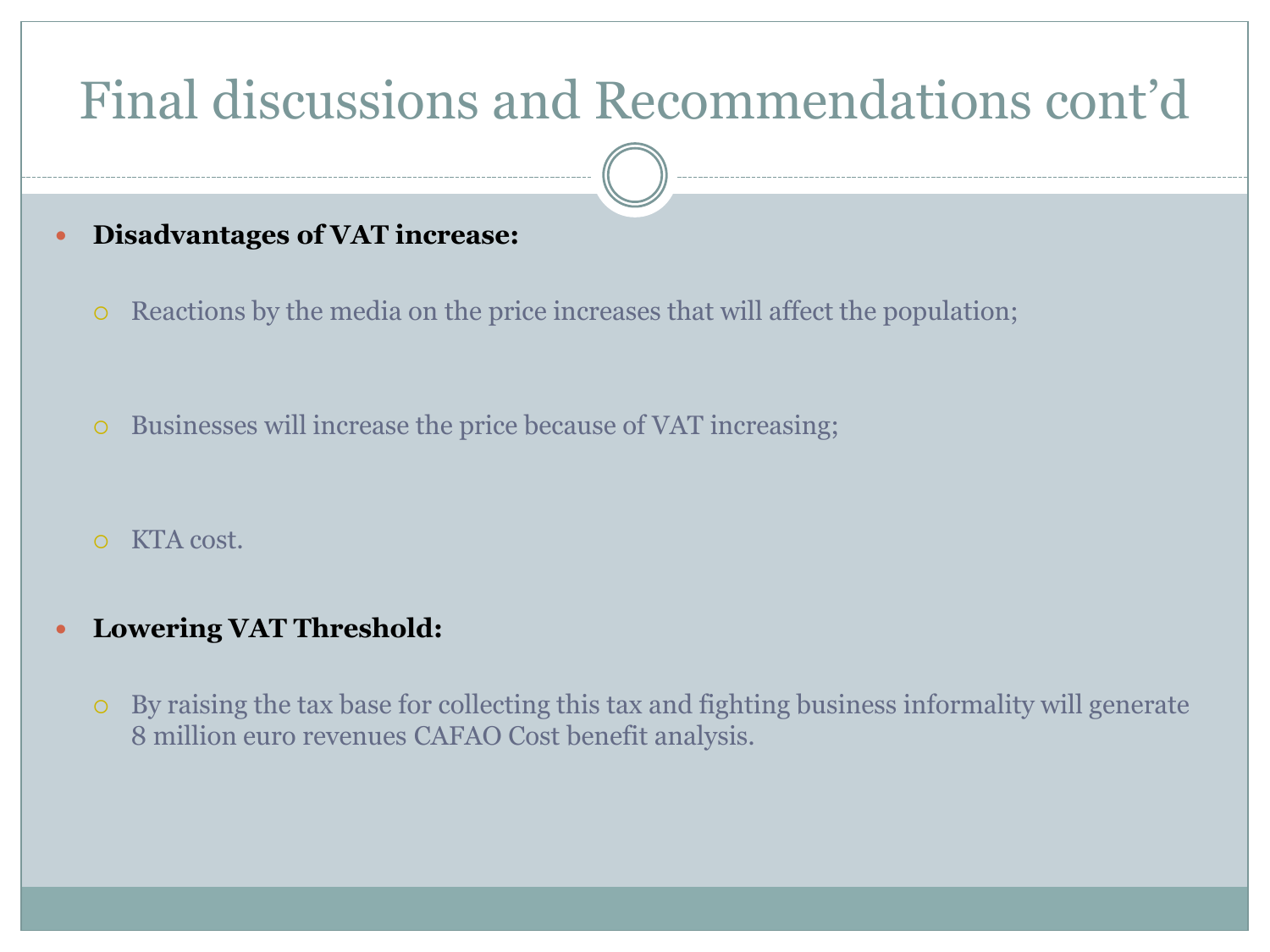# Final discussions and Recommendations cont'd

- **Disadvantages of VAT increase:**
  - Reactions by the media on the price increases that will affect the population;
  - Businesses will increase the price because of VAT increasing;
  - KTA cost.
- **Lowering VAT Threshold:**
  - By raising the tax base for collecting this tax and fighting business informality will generate 8 million euro revenues CAFAO Cost benefit analysis.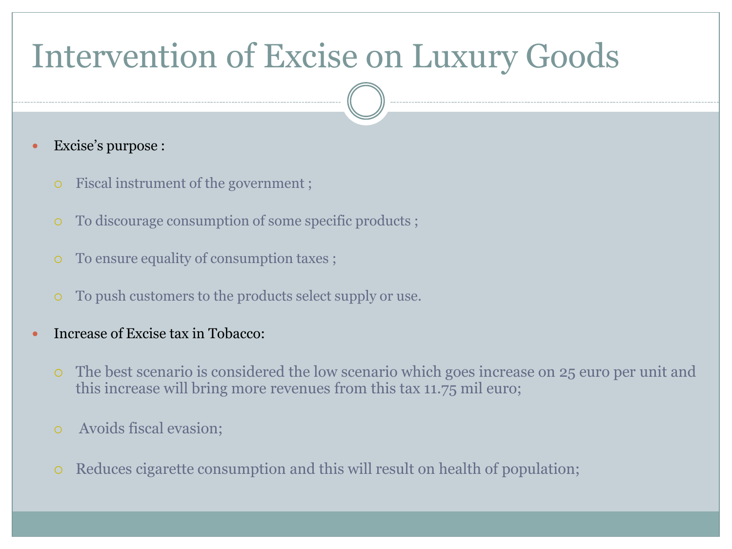# Intervention of Excise on Luxury Goods

- Excise's purpose :
  - Fiscal instrument of the government ;
  - To discourage consumption of some specific products ;
  - To ensure equality of consumption taxes ;
  - To push customers to the products select supply or use.
- Increase of Excise tax in Tobacco:
  - The best scenario is considered the low scenario which goes increase on 25 euro per unit and this increase will bring more revenues from this tax 11.75 mil euro;
  - Avoids fiscal evasion;
  - Reduces cigarette consumption and this will result on health of population;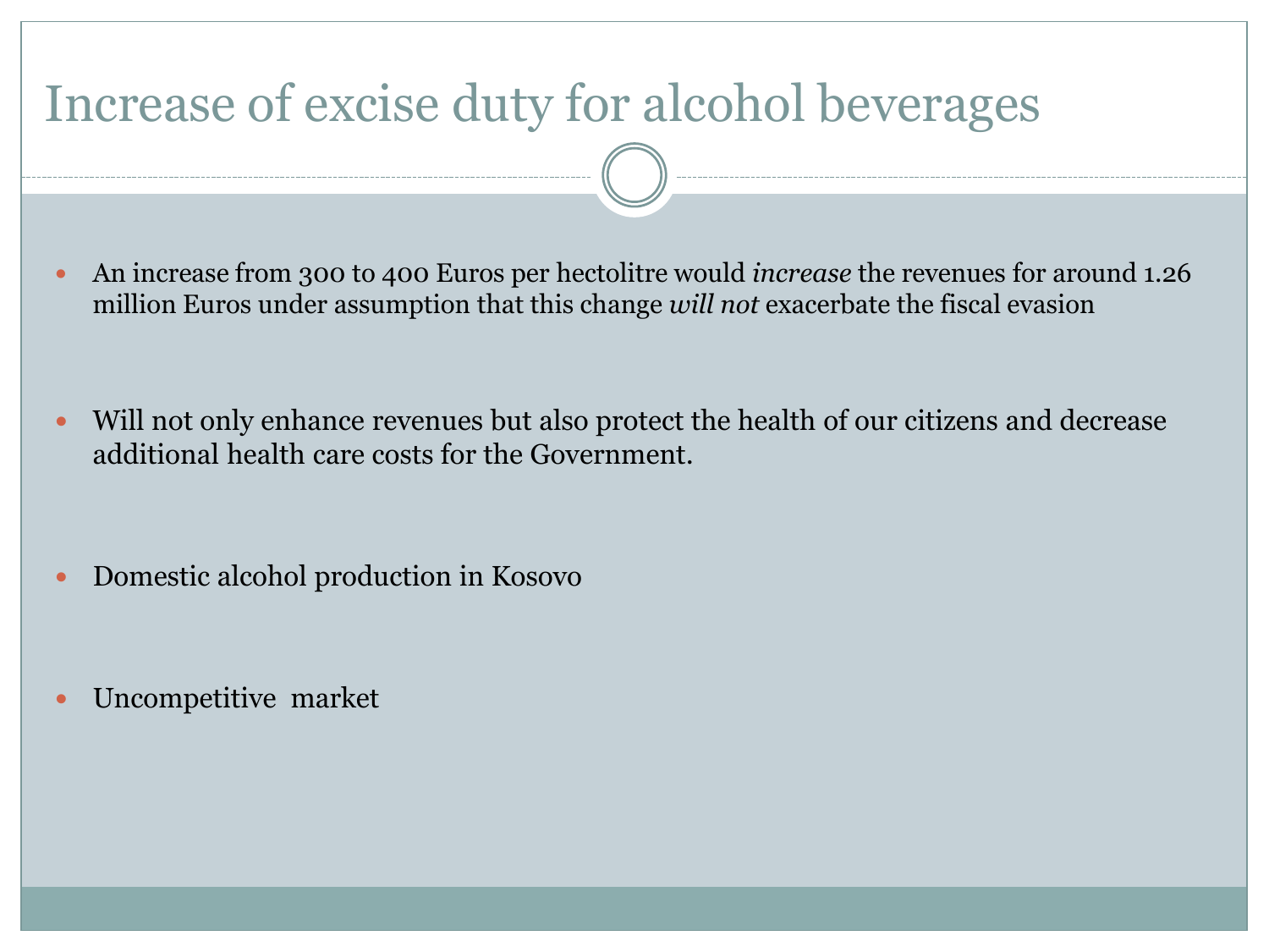# Increase of excise duty for alcohol beverages

- An increase from 300 to 400 Euros per hectolitre would *increase* the revenues for around 1.26 million Euros under assumption that this change *will not* exacerbate the fiscal evasion

- Will not only enhance revenues but also protect the health of our citizens and decrease additional health care costs for the Government.

- Domestic alcohol production in Kosovo

- Uncompetitive market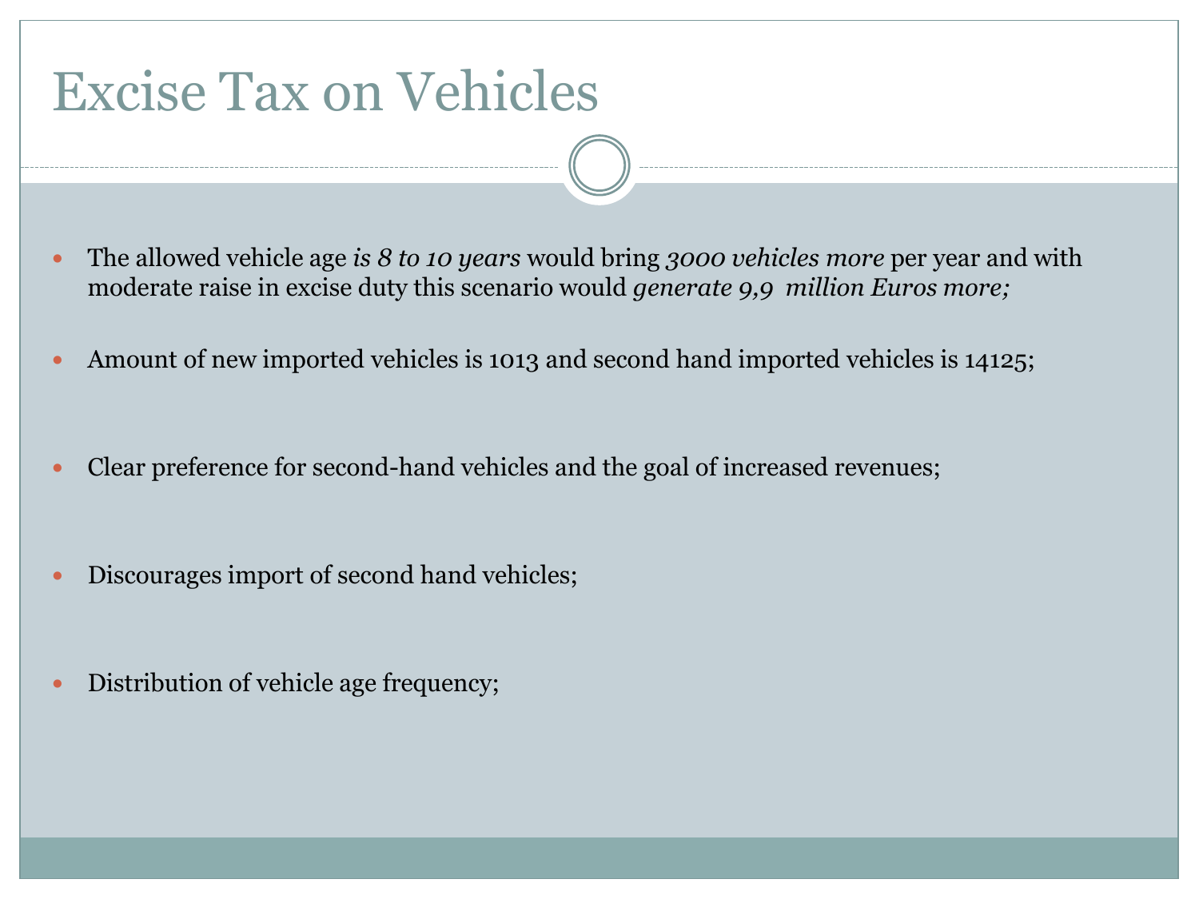# Excise Tax on Vehicles

- The allowed vehicle age *is 8 to 10 years* would bring *3000 vehicles more* per year and with moderate raise in excise duty this scenario would *generate 9,9 million Euros more;*
- Amount of new imported vehicles is 1013 and second hand imported vehicles is 14125;
- Clear preference for second-hand vehicles and the goal of increased revenues;
- Discourages import of second hand vehicles;
- Distribution of vehicle age frequency;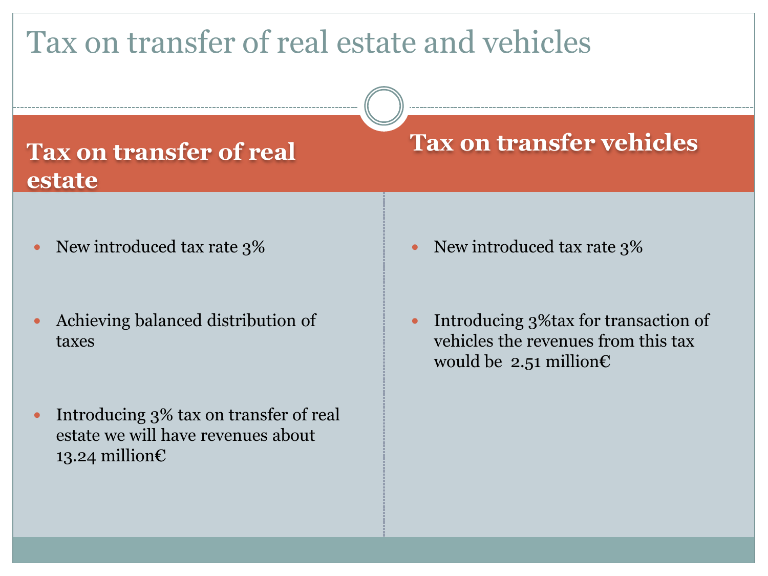# Tax on transfer of real estate and vehicles

## Tax on transfer of real estate

- New introduced tax rate 3%
- Achieving balanced distribution of taxes
- Introducing 3% tax on transfer of real estate we will have revenues about 13.24 million€

## Tax on transfer vehicles

- New introduced tax rate 3%
- Introducing 3%tax for transaction of vehicles the revenues from this tax would be 2.51 million€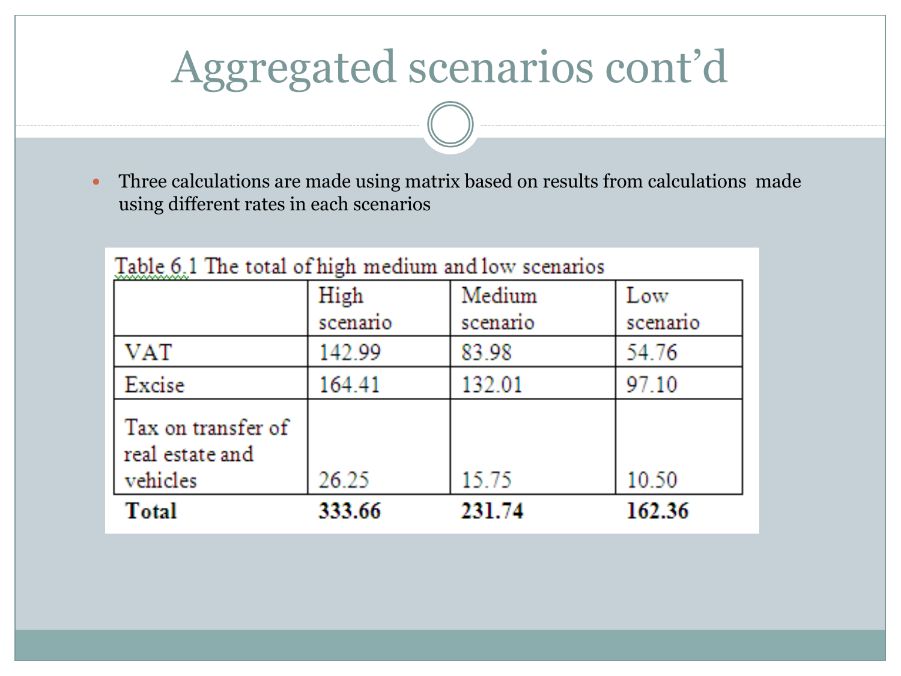# Aggregated scenarios cont'd

- Three calculations are made using matrix based on results from calculations made using different rates in each scenarios

Table 6.1 The total of high medium and low scenarios

| | High scenario | Medium scenario | Low scenario |
|---|---|---|---|
| VAT | 142.99 | 83.98 | 54.76 |
| Excise | 164.41 | 132.01 | 97.10 |
| Tax on transfer of real estate and vehicles | 26.25 | 15.75 | 10.50 |
| **Total** | **333.66** | **231.74** | **162.36** |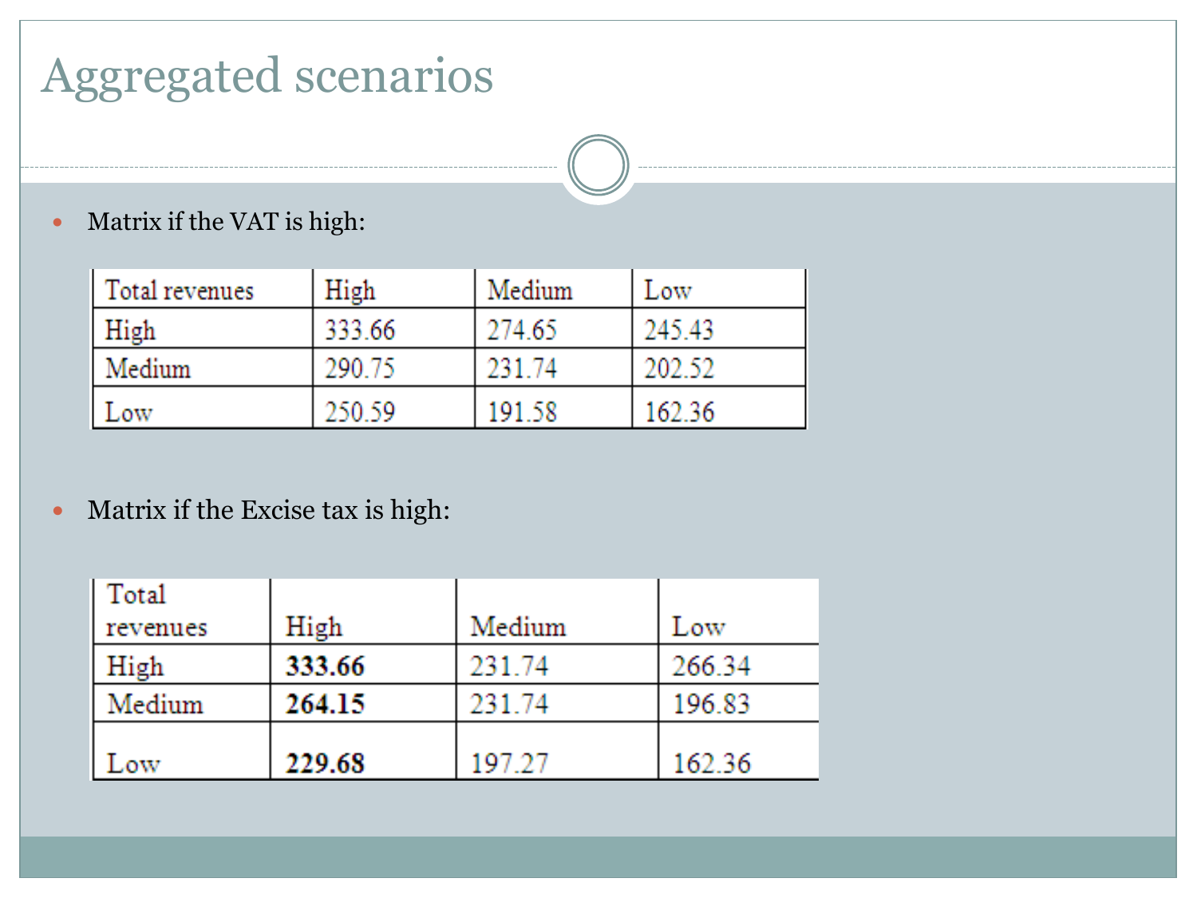# Aggregated scenarios

- Matrix if the VAT is high:

| Total revenues | High | Medium | Low |
|---|---|---|---|
| High | 333.66 | 274.65 | 245.43 |
| Medium | 290.75 | 231.74 | 202.52 |
| Low | 250.59 | 191.58 | 162.36 |

- Matrix if the Excise tax is high:

| Total revenues | High | Medium | Low |
|---|---|---|---|
| High | **333.66** | 231.74 | 266.34 |
| Medium | **264.15** | 231.74 | 196.83 |
| Low | **229.68** | 197.27 | 162.36 |